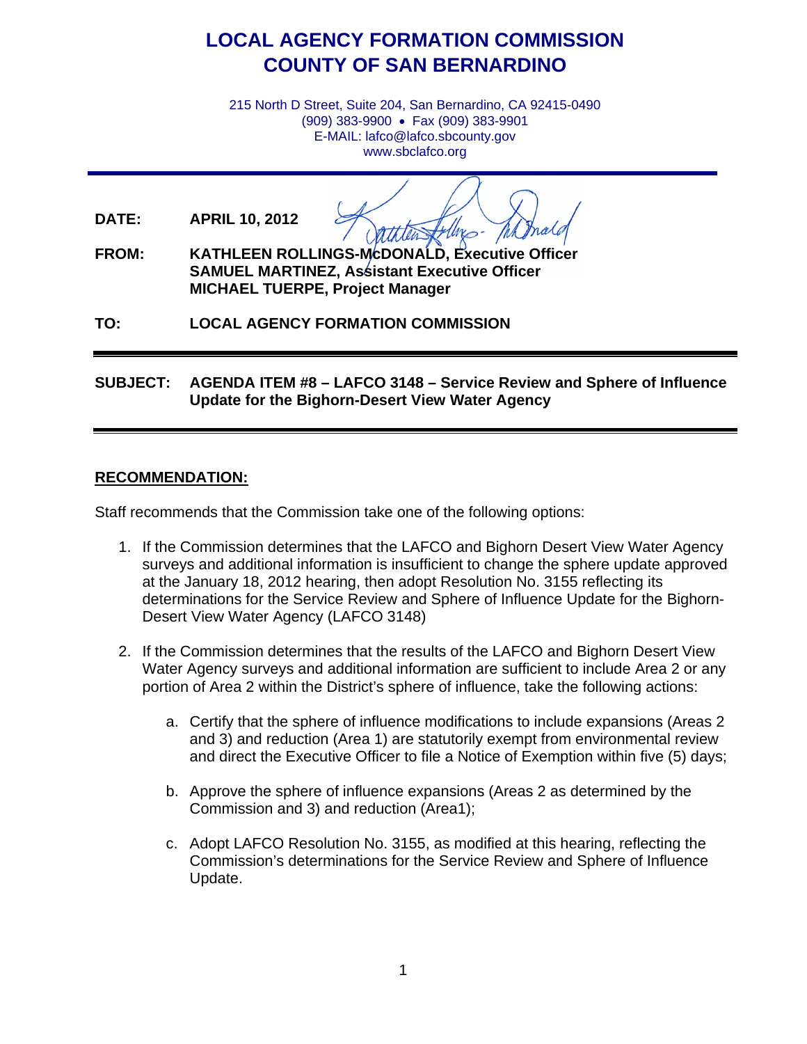# LOCAL AGENCY FORMATION COMMISSION
# COUNTY OF SAN BERNARDINO

215 North D Street, Suite 204, San Bernardino, CA 92415-0490
(909) 383-9900 • Fax (909) 383-9901
E-MAIL: lafco@lafco.sbcounty.gov
www.sbclafco.org

---

**DATE:** **APRIL 10, 2012**

**FROM:** **KATHLEEN ROLLINGS-McDONALD, Executive Officer**
**SAMUEL MARTINEZ, Assistant Executive Officer**
**MICHAEL TUERPE, Project Manager**

**TO:** **LOCAL AGENCY FORMATION COMMISSION**

---

**SUBJECT:** **AGENDA ITEM #8 – LAFCO 3148 – Service Review and Sphere of Influence Update for the Bighorn-Desert View Water Agency**

---

## RECOMMENDATION:

Staff recommends that the Commission take one of the following options:

1. If the Commission determines that the LAFCO and Bighorn Desert View Water Agency surveys and additional information is insufficient to change the sphere update approved at the January 18, 2012 hearing, then adopt Resolution No. 3155 reflecting its determinations for the Service Review and Sphere of Influence Update for the Bighorn-Desert View Water Agency (LAFCO 3148)

2. If the Commission determines that the results of the LAFCO and Bighorn Desert View Water Agency surveys and additional information are sufficient to include Area 2 or any portion of Area 2 within the District's sphere of influence, take the following actions:

   a. Certify that the sphere of influence modifications to include expansions (Areas 2 and 3) and reduction (Area 1) are statutorily exempt from environmental review and direct the Executive Officer to file a Notice of Exemption within five (5) days;

   b. Approve the sphere of influence expansions (Areas 2 as determined by the Commission and 3) and reduction (Area1);

   c. Adopt LAFCO Resolution No. 3155, as modified at this hearing, reflecting the Commission's determinations for the Service Review and Sphere of Influence Update.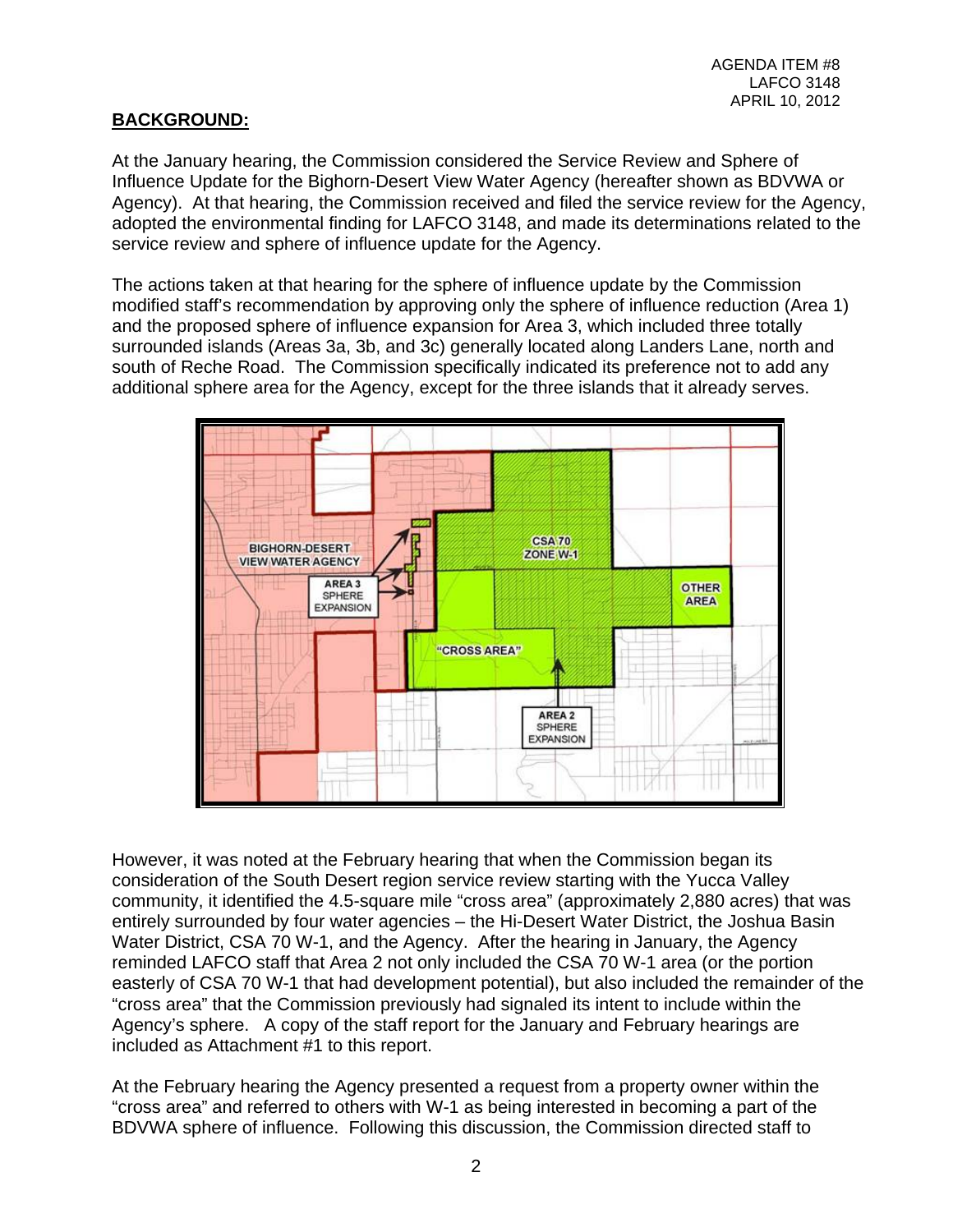## BACKGROUND:

At the January hearing, the Commission considered the Service Review and Sphere of Influence Update for the Bighorn-Desert View Water Agency (hereafter shown as BDVWA or Agency). At that hearing, the Commission received and filed the service review for the Agency, adopted the environmental finding for LAFCO 3148, and made its determinations related to the service review and sphere of influence update for the Agency.

The actions taken at that hearing for the sphere of influence update by the Commission modified staff's recommendation by approving only the sphere of influence reduction (Area 1) and the proposed sphere of influence expansion for Area 3, which included three totally surrounded islands (Areas 3a, 3b, and 3c) generally located along Landers Lane, north and south of Reche Road. The Commission specifically indicated its preference not to add any additional sphere area for the Agency, except for the three islands that it already serves.

BIGHORN-DESERT VIEW WATER AGENCY

AREA 3 SPHERE EXPANSION

CSA 70 ZONE W-1

OTHER AREA

"CROSS AREA"

AREA 2 SPHERE EXPANSION

However, it was noted at the February hearing that when the Commission began its consideration of the South Desert region service review starting with the Yucca Valley community, it identified the 4.5-square mile "cross area" (approximately 2,880 acres) that was entirely surrounded by four water agencies – the Hi-Desert Water District, the Joshua Basin Water District, CSA 70 W-1, and the Agency. After the hearing in January, the Agency reminded LAFCO staff that Area 2 not only included the CSA 70 W-1 area (or the portion easterly of CSA 70 W-1 that had development potential), but also included the remainder of the "cross area" that the Commission previously had signaled its intent to include within the Agency's sphere. A copy of the staff report for the January and February hearings are included as Attachment #1 to this report.

At the February hearing the Agency presented a request from a property owner within the "cross area" and referred to others with W-1 as being interested in becoming a part of the BDVWA sphere of influence. Following this discussion, the Commission directed staff to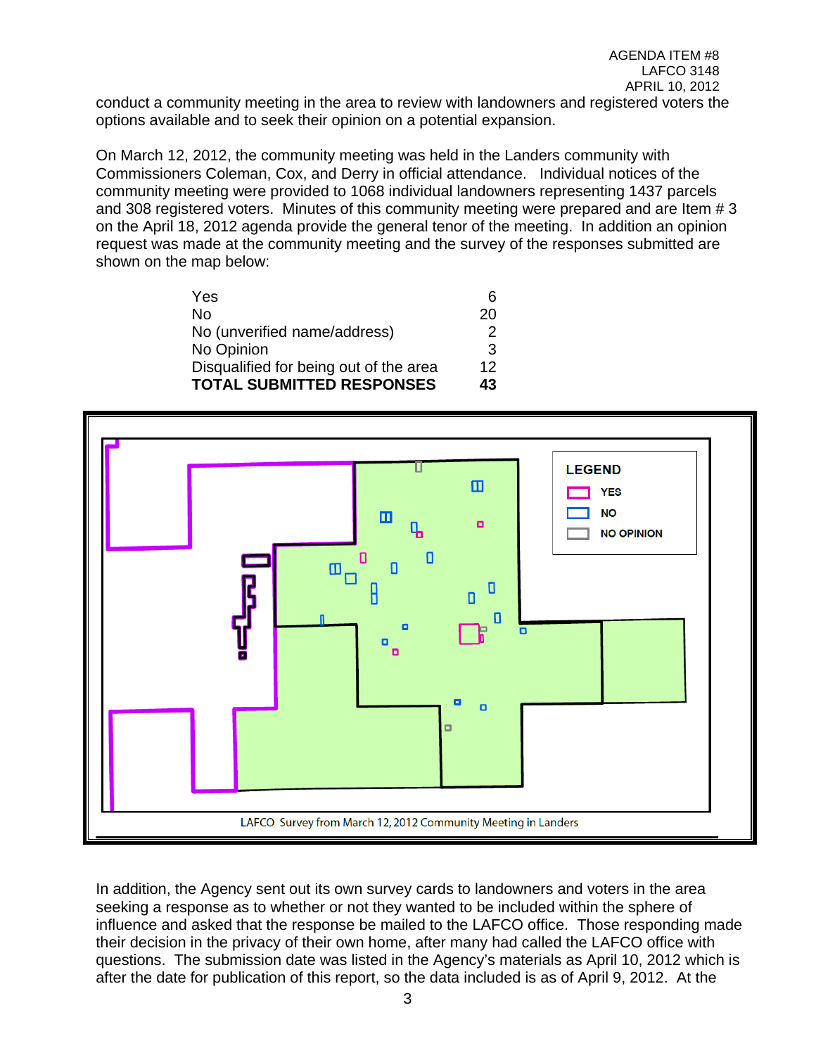conduct a community meeting in the area to review with landowners and registered voters the options available and to seek their opinion on a potential expansion.

On March 12, 2012, the community meeting was held in the Landers community with Commissioners Coleman, Cox, and Derry in official attendance. Individual notices of the community meeting were provided to 1068 individual landowners representing 1437 parcels and 308 registered voters. Minutes of this community meeting were prepared and are Item # 3 on the April 18, 2012 agenda provide the general tenor of the meeting. In addition an opinion request was made at the community meeting and the survey of the responses submitted are shown on the map below:

| | |
|---|---|
| Yes | 6 |
| No | 20 |
| No (unverified name/address) | 2 |
| No Opinion | 3 |
| Disqualified for being out of the area | 12 |
| **TOTAL SUBMITTED RESPONSES** | **43** |

LEGEND

YES

NO

NO OPINION

LAFCO Survey from March 12, 2012 Community Meeting in Landers

In addition, the Agency sent out its own survey cards to landowners and voters in the area seeking a response as to whether or not they wanted to be included within the sphere of influence and asked that the response be mailed to the LAFCO office. Those responding made their decision in the privacy of their own home, after many had called the LAFCO office with questions. The submission date was listed in the Agency's materials as April 10, 2012 which is after the date for publication of this report, so the data included is as of April 9, 2012. At the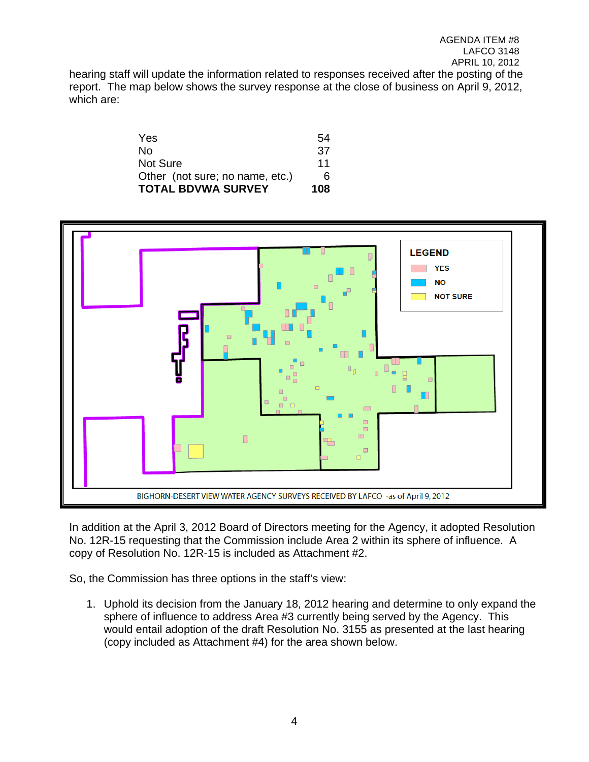hearing staff will update the information related to responses received after the posting of the report. The map below shows the survey response at the close of business on April 9, 2012, which are:

| | |
|---|---|
| Yes | 54 |
| No | 37 |
| Not Sure | 11 |
| Other (not sure; no name, etc.) | 6 |
| **TOTAL BDVWA SURVEY** | **108** |

LEGEND
YES
NO
NOT SURE

BIGHORN-DESERT VIEW WATER AGENCY SURVEYS RECEIVED BY LAFCO -as of April 9, 2012

In addition at the April 3, 2012 Board of Directors meeting for the Agency, it adopted Resolution No. 12R-15 requesting that the Commission include Area 2 within its sphere of influence. A copy of Resolution No. 12R-15 is included as Attachment #2.

So, the Commission has three options in the staff's view:

1. Uphold its decision from the January 18, 2012 hearing and determine to only expand the sphere of influence to address Area #3 currently being served by the Agency. This would entail adoption of the draft Resolution No. 3155 as presented at the last hearing (copy included as Attachment #4) for the area shown below.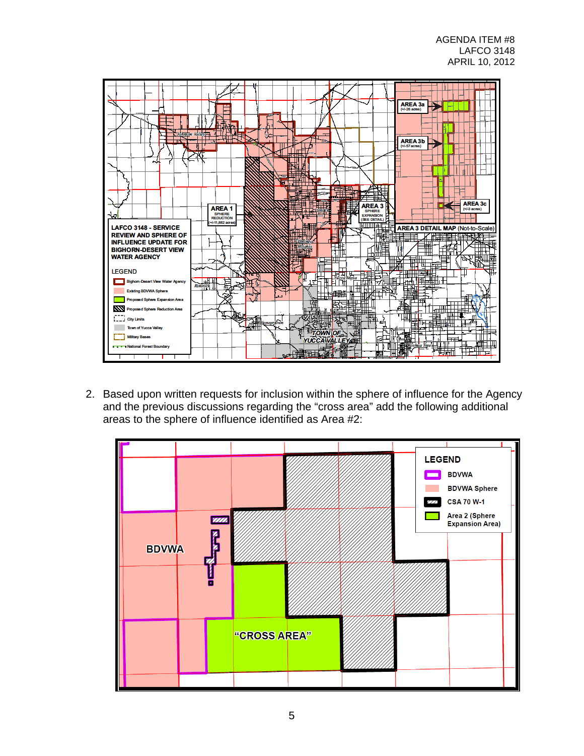LAFCO 3148 - SERVICE REVIEW AND SPHERE OF INFLUENCE UPDATE FOR BIGHORN-DESERT VIEW WATER AGENCY

LEGEND

Bighorn-Desert View Water Agency

Existing BDVWA Sphere

Proposed Sphere Expansion Area

Proposed Sphere Reduction Area

City Limits

Town of Yucca Valley

Military Bases

National Forest Boundary

AREA 1 SPHERE REDUCTION (+/-11,882 acres)

AREA 3 SPHERE EXPANSION (SEE DETAIL)

AREA 3a (+/-26 acres)

AREA 3b (+/-57 acres)

AREA 3c (+/-3 acres)

AREA 3 DETAIL MAP (Not-to-Scale)

Johnson Valley

Landers

Flamingo Heights

Yucca Mesa

Rimrock

Pioneertown

TOWN OF YUCCA VALLEY

2. Based upon written requests for inclusion within the sphere of influence for the Agency and the previous discussions regarding the "cross area" add the following additional areas to the sphere of influence identified as Area #2:

LEGEND

BDVWA

BDVWA Sphere

CSA 70 W-1

Area 2 (Sphere Expansion Area)

BDVWA

"CROSS AREA"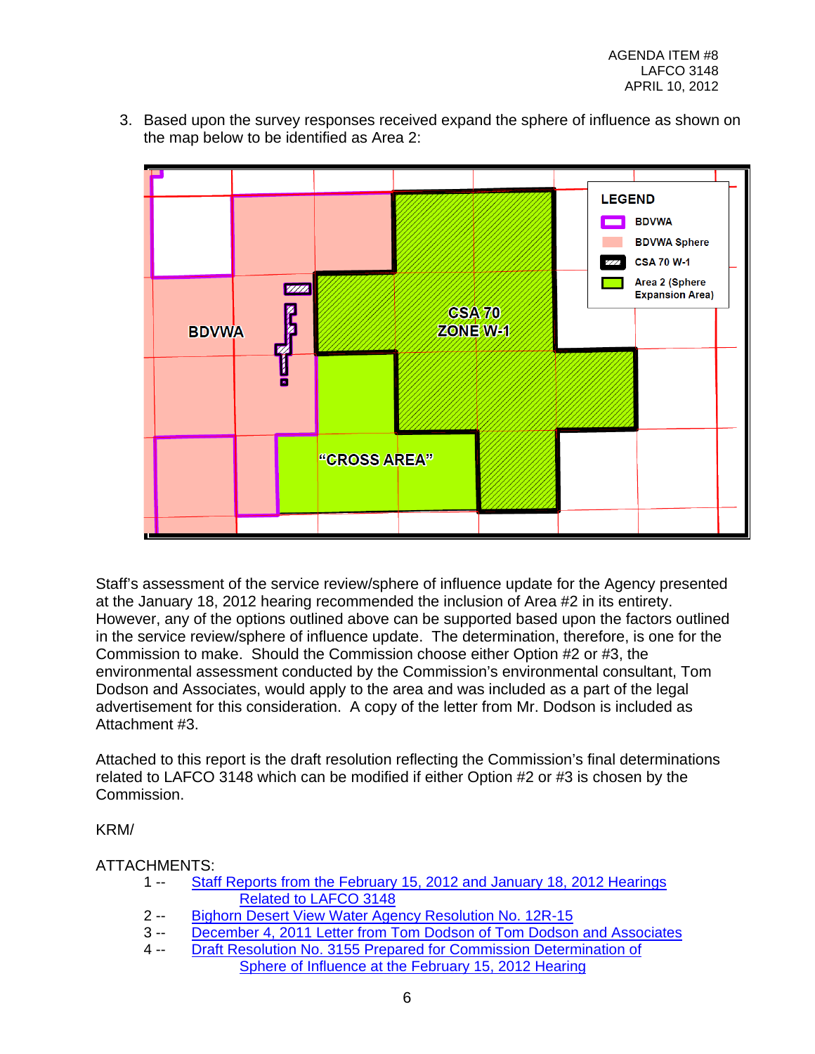AGENDA ITEM #8
LAFCO 3148
APRIL 10, 2012

3. Based upon the survey responses received expand the sphere of influence as shown on the map below to be identified as Area 2:

LEGEND
BDVWA
BDVWA Sphere
CSA 70 W-1
Area 2 (Sphere Expansion Area)

BDVWA
CSA 70 ZONE W-1
"CROSS AREA"

Staff's assessment of the service review/sphere of influence update for the Agency presented at the January 18, 2012 hearing recommended the inclusion of Area #2 in its entirety. However, any of the options outlined above can be supported based upon the factors outlined in the service review/sphere of influence update. The determination, therefore, is one for the Commission to make. Should the Commission choose either Option #2 or #3, the environmental assessment conducted by the Commission's environmental consultant, Tom Dodson and Associates, would apply to the area and was included as a part of the legal advertisement for this consideration. A copy of the letter from Mr. Dodson is included as Attachment #3.

Attached to this report is the draft resolution reflecting the Commission's final determinations related to LAFCO 3148 which can be modified if either Option #2 or #3 is chosen by the Commission.

KRM/

ATTACHMENTS:

1 -- Staff Reports from the February 15, 2012 and January 18, 2012 Hearings Related to LAFCO 3148
2 -- Bighorn Desert View Water Agency Resolution No. 12R-15
3 -- December 4, 2011 Letter from Tom Dodson of Tom Dodson and Associates
4 -- Draft Resolution No. 3155 Prepared for Commission Determination of Sphere of Influence at the February 15, 2012 Hearing